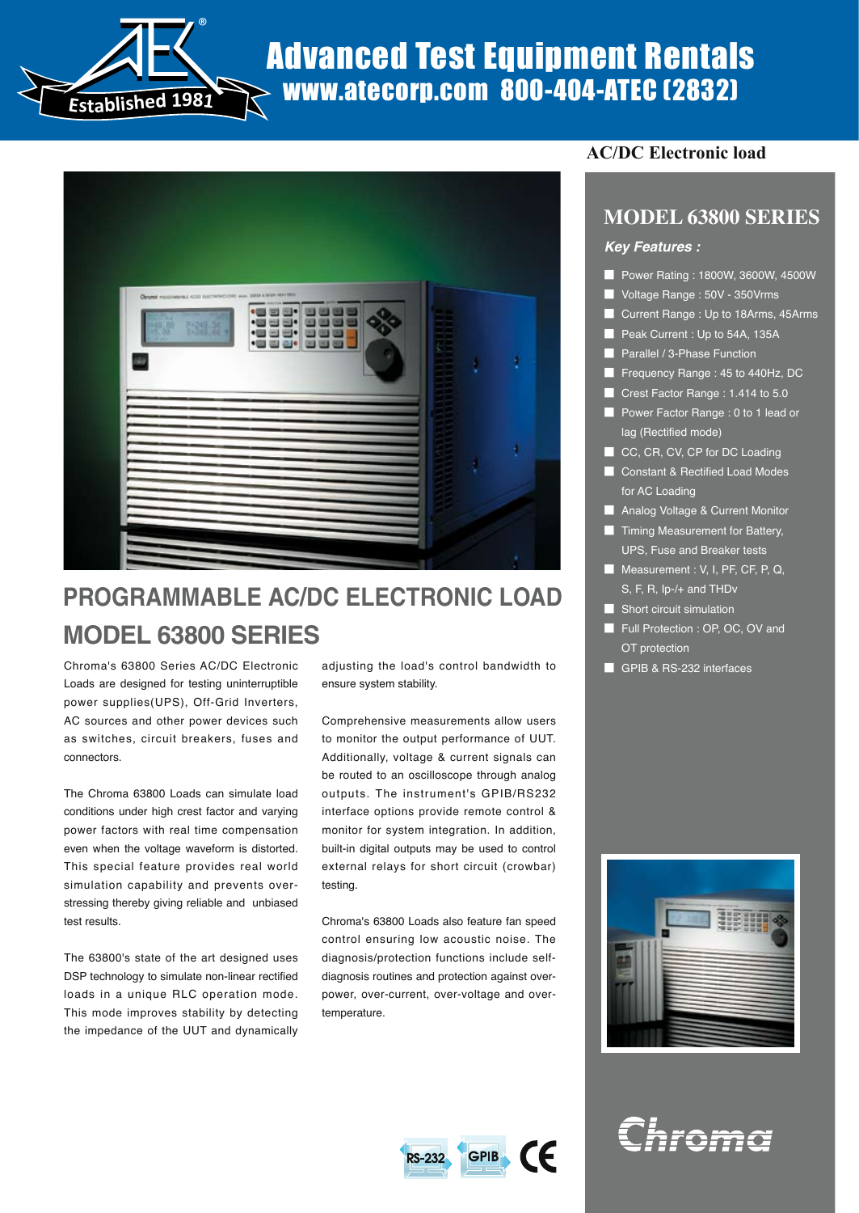# Advanced Test Equipment Rentals

www.atecorp.com 800-404-ATEC (2832)

Established 1981

## AC/DC Electronic load

## MODEL 63800 SERIES

***Key Features :***

- Power Rating : 1800W, 3600W, 4500W
- Voltage Range : 50V - 350Vrms
- Current Range : Up to 18Arms, 45Arms
- Peak Current : Up to 54A, 135A
- Parallel / 3-Phase Function
- Frequency Range : 45 to 440Hz, DC
- Crest Factor Range : 1.414 to 5.0
- Power Factor Range : 0 to 1 lead or lag (Rectified mode)
- CC, CR, CV, CP for DC Loading
- Constant & Rectified Load Modes for AC Loading
- Analog Voltage & Current Monitor
- Timing Measurement for Battery, UPS, Fuse and Breaker tests
- Measurement : V, I, PF, CF, P, Q, S, F, R, Ip-/+ and THDv
- Short circuit simulation
- Full Protection : OP, OC, OV and OT protection
- GPIB & RS-232 interfaces

# PROGRAMMABLE AC/DC ELECTRONIC LOAD MODEL 63800 SERIES

Chroma's 63800 Series AC/DC Electronic Loads are designed for testing uninterruptible power supplies(UPS), Off-Grid Inverters, AC sources and other power devices such as switches, circuit breakers, fuses and connectors.

The Chroma 63800 Loads can simulate load conditions under high crest factor and varying power factors with real time compensation even when the voltage waveform is distorted. This special feature provides real world simulation capability and prevents over-stressing thereby giving reliable and unbiased test results.

The 63800's state of the art designed uses DSP technology to simulate non-linear rectified loads in a unique RLC operation mode. This mode improves stability by detecting the impedance of the UUT and dynamically adjusting the load's control bandwidth to ensure system stability.

Comprehensive measurements allow users to monitor the output performance of UUT. Additionally, voltage & current signals can be routed to an oscilloscope through analog outputs. The instrument's GPIB/RS232 interface options provide remote control & monitor for system integration. In addition, built-in digital outputs may be used to control external relays for short circuit (crowbar) testing.

Chroma's 63800 Loads also feature fan speed control ensuring low acoustic noise. The diagnosis/protection functions include self-diagnosis routines and protection against over-power, over-current, over-voltage and over-temperature.

RS-232 GPIB CE

Chroma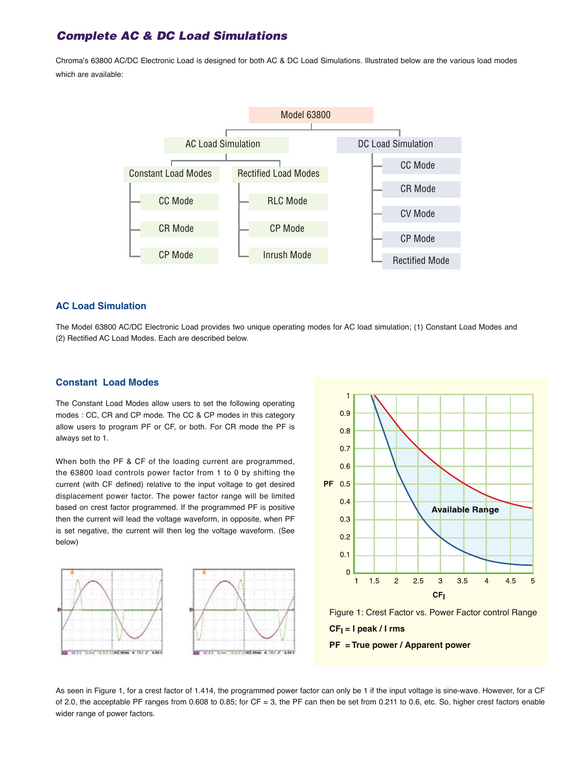## Complete AC & DC Load Simulations

Chroma's 63800 AC/DC Electronic Load is designed for both AC & DC Load Simulations. Illustrated below are the various load modes which are available:

- Model 63800
  - AC Load Simulation
    - Constant Load Modes
      - CC Mode
      - CR Mode
      - CP Mode
    - Rectified Load Modes
      - RLC Mode
      - CP Mode
      - Inrush Mode
  - DC Load Simulation
    - CC Mode
    - CR Mode
    - CV Mode
    - CP Mode
    - Rectified Mode

### AC Load Simulation

The Model 63800 AC/DC Electronic Load provides two unique operating modes for AC load simulation; (1) Constant Load Modes and (2) Rectified AC Load Modes. Each are described below.

### Constant Load Modes

The Constant Load Modes allow users to set the following operating modes : CC, CR and CP mode. The CC & CP modes in this category allow users to program PF or CF, or both. For CR mode the PF is always set to 1.

When both the PF & CF of the loading current are programmed, the 63800 load controls power factor from 1 to 0 by shifting the current (with CF defined) relative to the input voltage to get desired displacement power factor. The power factor range will be limited based on crest factor programmed. If the programmed PF is positive then the current will lead the voltage waveform, in opposite, when PF is set negative, the current will then leg the voltage waveform. (See below)

Figure 1: Crest Factor vs. Power Factor control Range

**$CF_I$ = I peak / I rms**

**PF = True power / Apparent power**

As seen in Figure 1, for a crest factor of 1.414, the programmed power factor can only be 1 if the input voltage is sine-wave. However, for a CF of 2.0, the acceptable PF ranges from 0.608 to 0.85; for CF = 3, the PF can then be set from 0.211 to 0.6, etc. So, higher crest factors enable wider range of power factors.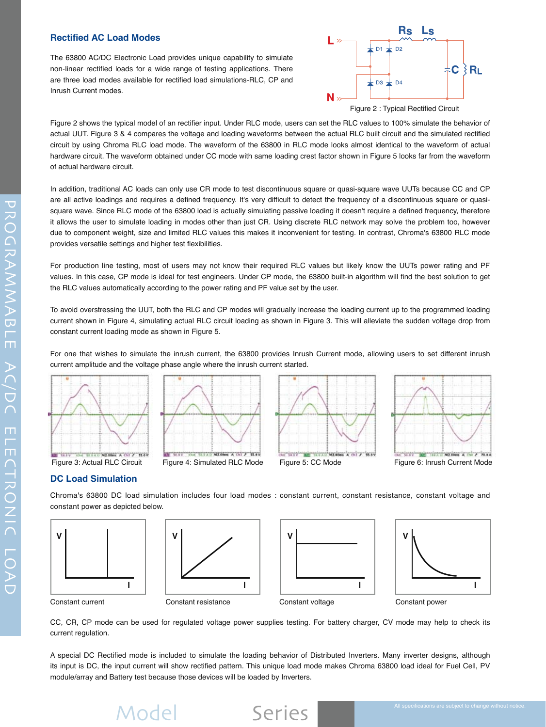## Rectified AC Load Modes

The 63800 AC/DC Electronic Load provides unique capability to simulate non-linear rectified loads for a wide range of testing applications. There are three load modes available for rectified load simulations-RLC, CP and Inrush Current modes.

Figure 2 : Typical Rectified Circuit

Figure 2 shows the typical model of an rectifier input. Under RLC mode, users can set the RLC values to 100% simulate the behavior of actual UUT. Figure 3 & 4 compares the voltage and loading waveforms between the actual RLC built circuit and the simulated rectified circuit by using Chroma RLC load mode. The waveform of the 63800 in RLC mode looks almost identical to the waveform of actual hardware circuit. The waveform obtained under CC mode with same loading crest factor shown in Figure 5 looks far from the waveform of actual hardware circuit.

In addition, traditional AC loads can only use CR mode to test discontinuous square or quasi-square wave UUTs because CC and CP are all active loadings and requires a defined frequency. It's very difficult to detect the frequency of a discontinuous square or quasi-square wave. Since RLC mode of the 63800 load is actually simulating passive loading it doesn't require a defined frequency, therefore it allows the user to simulate loading in modes other than just CR. Using discrete RLC network may solve the problem too, however due to component weight, size and limited RLC values this makes it inconvenient for testing. In contrast, Chroma's 63800 RLC mode provides versatile settings and higher test flexibilities.

For production line testing, most of users may not know their required RLC values but likely know the UUTs power rating and PF values. In this case, CP mode is ideal for test engineers. Under CP mode, the 63800 built-in algorithm will find the best solution to get the RLC values automatically according to the power rating and PF value set by the user.

To avoid overstressing the UUT, both the RLC and CP modes will gradually increase the loading current up to the programmed loading current shown in Figure 4, simulating actual RLC circuit loading as shown in Figure 3. This will alleviate the sudden voltage drop from constant current loading mode as shown in Figure 5.

For one that wishes to simulate the inrush current, the 63800 provides Inrush Current mode, allowing users to set different inrush current amplitude and the voltage phase angle where the inrush current started.

Figure 3: Actual RLC Circuit

Figure 4: Simulated RLC Mode

Figure 5: CC Mode

Figure 6: Inrush Current Mode

## DC Load Simulation

Chroma's 63800 DC load simulation includes four load modes : constant current, constant resistance, constant voltage and constant power as depicted below.

Constant current

Constant resistance

Constant voltage

Constant power

CC, CR, CP mode can be used for regulated voltage power supplies testing. For battery charger, CV mode may help to check its current regulation.

A special DC Rectified mode is included to simulate the loading behavior of Distributed Inverters. Many inverter designs, although its input is DC, the input current will show rectified pattern. This unique load mode makes Chroma 63800 load ideal for Fuel Cell, PV module/array and Battery test because those devices will be loaded by Inverters.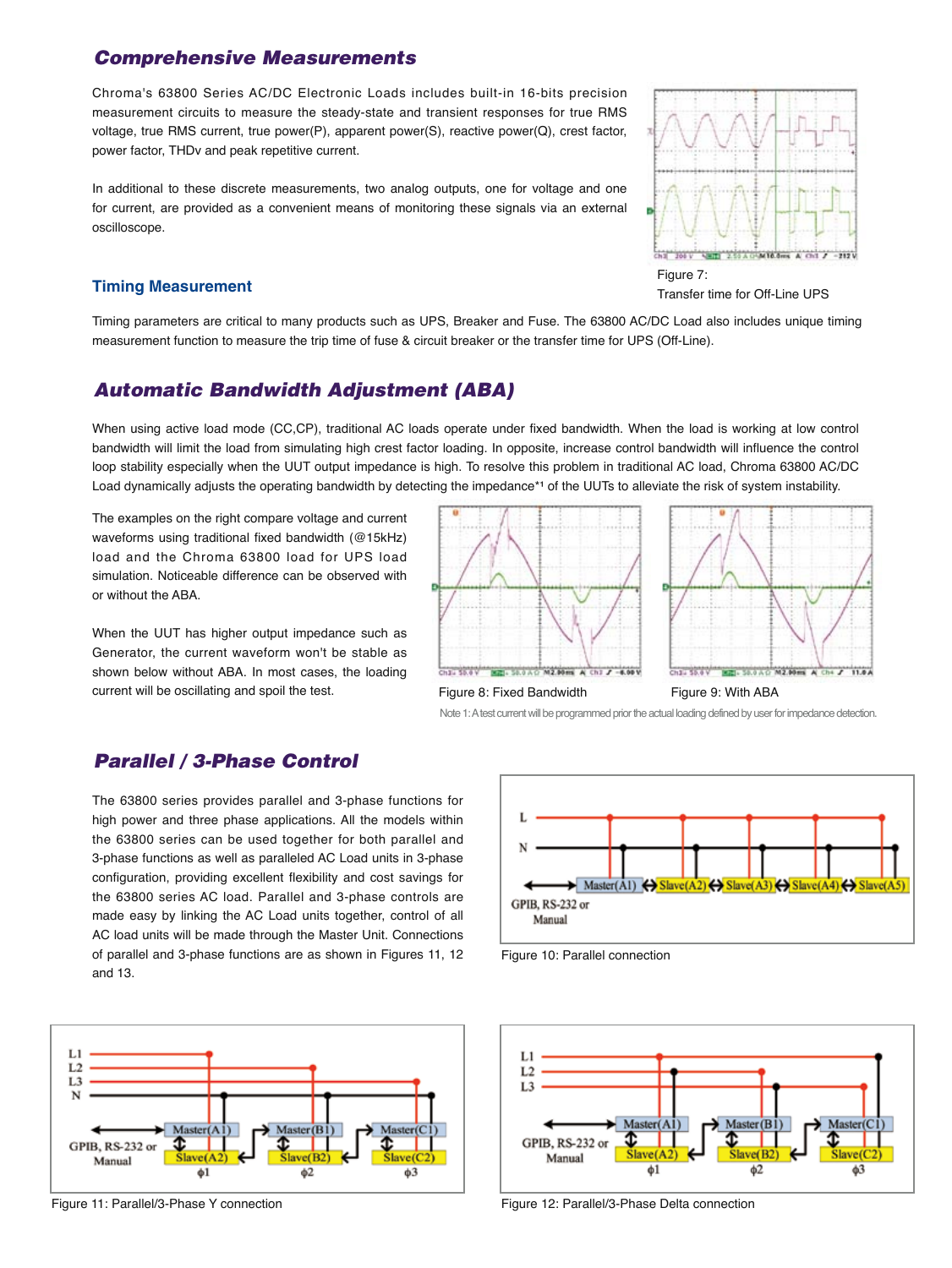## Comprehensive Measurements

Chroma's 63800 Series AC/DC Electronic Loads includes built-in 16-bits precision measurement circuits to measure the steady-state and transient responses for true RMS voltage, true RMS current, true power(P), apparent power(S), reactive power(Q), crest factor, power factor, THDv and peak repetitive current.

In additional to these discrete measurements, two analog outputs, one for voltage and one for current, are provided as a convenient means of monitoring these signals via an external oscilloscope.

Figure 7: Transfer time for Off-Line UPS

### Timing Measurement

Timing parameters are critical to many products such as UPS, Breaker and Fuse. The 63800 AC/DC Load also includes unique timing measurement function to measure the trip time of fuse & circuit breaker or the transfer time for UPS (Off-Line).

## Automatic Bandwidth Adjustment (ABA)

When using active load mode (CC,CP), traditional AC loads operate under fixed bandwidth. When the load is working at low control bandwidth will limit the load from simulating high crest factor loading. In opposite, increase control bandwidth will influence the control loop stability especially when the UUT output impedance is high. To resolve this problem in traditional AC load, Chroma 63800 AC/DC Load dynamically adjusts the operating bandwidth by detecting the impedance*[1] of the UUTs to alleviate the risk of system instability.

The examples on the right compare voltage and current waveforms using traditional fixed bandwidth (@15kHz) load and the Chroma 63800 load for UPS load simulation. Noticeable difference can be observed with or without the ABA.

When the UUT has higher output impedance such as Generator, the current waveform won't be stable as shown below without ABA. In most cases, the loading current will be oscillating and spoil the test.

Figure 8: Fixed Bandwidth

Figure 9: With ABA

Note 1: A test current will be programmed prior the actual loading defined by user for impedance detection.

## Parallel / 3-Phase Control

The 63800 series provides parallel and 3-phase functions for high power and three phase applications. All the models within the 63800 series can be used together for both parallel and 3-phase functions as well as paralleled AC Load units in 3-phase configuration, providing excellent flexibility and cost savings for the 63800 series AC load. Parallel and 3-phase controls are made easy by linking the AC Load units together, control of all AC load units will be made through the Master Unit. Connections of parallel and 3-phase functions are as shown in Figures 11, 12 and 13.

Figure 10: Parallel connection

Figure 11: Parallel/3-Phase Y connection

Figure 12: Parallel/3-Phase Delta connection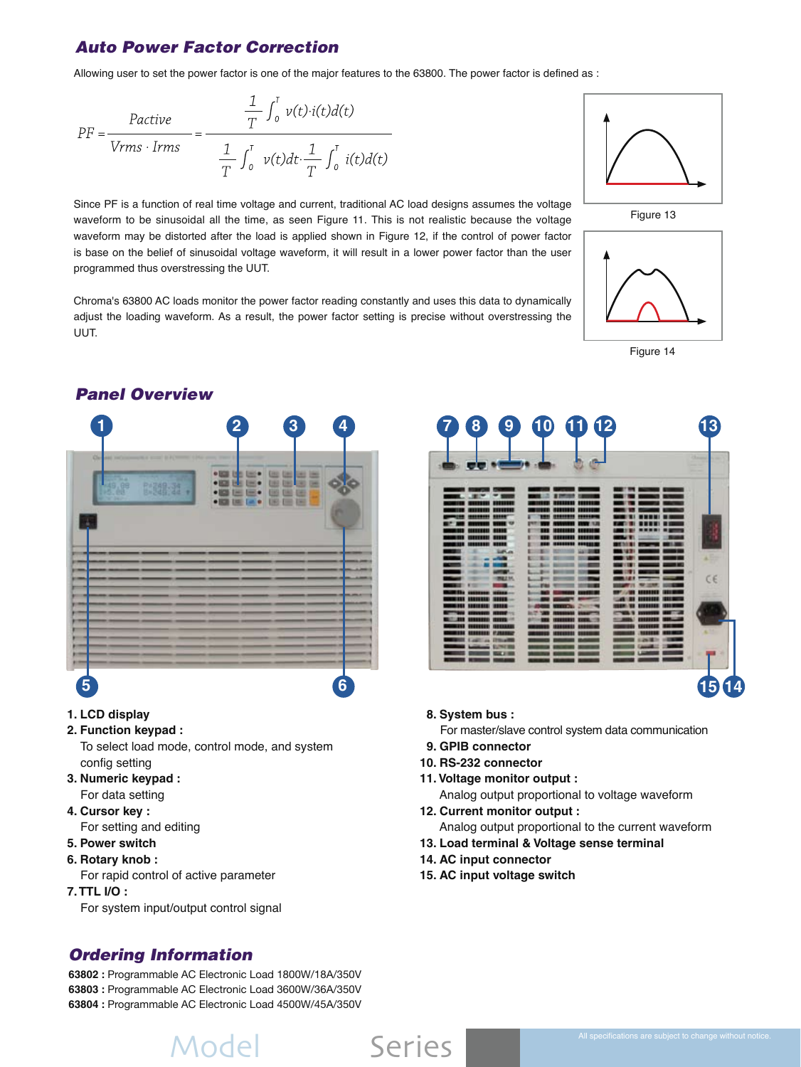## Auto Power Factor Correction

Allowing user to set the power factor is one of the major features to the 63800. The power factor is defined as :

$$PF = \frac{Pactive}{Vrms \cdot Irms} = \frac{\frac{1}{T}\int_0^T v(t) \cdot i(t) d(t)}{\frac{1}{T}\int_0^T v(t) dt \cdot \frac{1}{T}\int_0^T i(t) d(t)}$$

Since PF is a function of real time voltage and current, traditional AC load designs assumes the voltage waveform to be sinusoidal all the time, as seen Figure 11. This is not realistic because the voltage waveform may be distorted after the load is applied shown in Figure 12, if the control of power factor is base on the belief of sinusoidal voltage waveform, it will result in a lower power factor than the user programmed thus overstressing the UUT.

Chroma's 63800 AC loads monitor the power factor reading constantly and uses this data to dynamically adjust the loading waveform. As a result, the power factor setting is precise without overstressing the UUT.

Figure 13

Figure 14

## Panel Overview

1. **LCD display**
2. **Function keypad :**
   To select load mode, control mode, and system config setting
3. **Numeric keypad :**
   For data setting
4. **Cursor key :**
   For setting and editing
5. **Power switch**
6. **Rotary knob :**
   For rapid control of active parameter
7. **TTL I/O :**
   For system input/output control signal
8. **System bus :**
   For master/slave control system data communication
9. **GPIB connector**
10. **RS-232 connector**
11. **Voltage monitor output :**
    Analog output proportional to voltage waveform
12. **Current monitor output :**
    Analog output proportional to the current waveform
13. **Load terminal & Voltage sense terminal**
14. **AC input connector**
15. **AC input voltage switch**

## Ordering Information

**63802 :** Programmable AC Electronic Load 1800W/18A/350V
**63803 :** Programmable AC Electronic Load 3600W/36A/350V
**63804 :** Programmable AC Electronic Load 4500W/45A/350V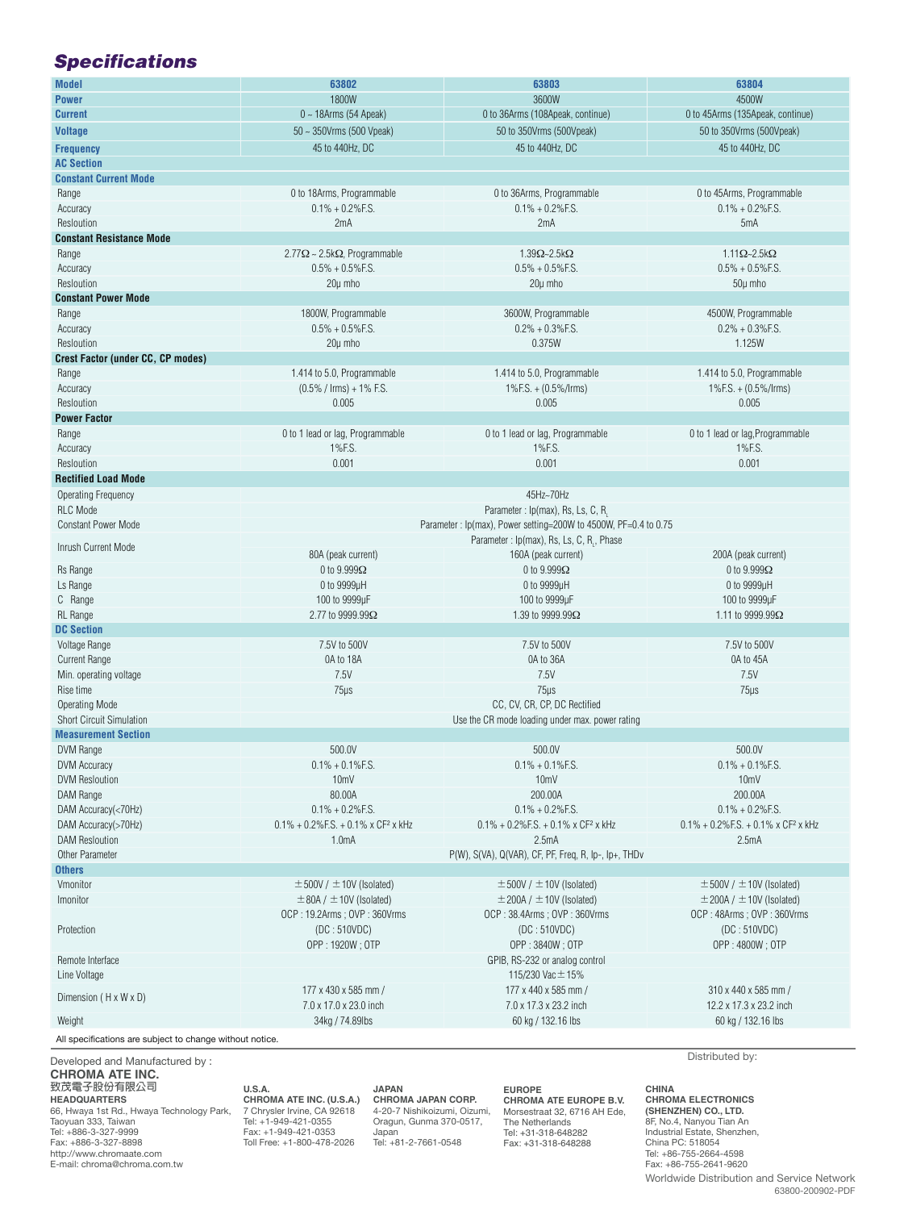## Specifications

| Model | 63802 | 63803 | 63804 |
|---|---|---|---|
| Power | 1800W | 3600W | 4500W |
| Current | 0 ~ 18Arms (54 Apeak) | 0 to 36Arms (108Apeak, continue) | 0 to 45Arms (135Apeak, continue) |
| Voltage | 50 ~ 350Vrms (500 Vpeak) | 50 to 350Vrms (500Vpeak) | 50 to 350Vrms (500Vpeak) |
| Frequency | 45 to 440Hz, DC | 45 to 440Hz, DC | 45 to 440Hz, DC |
| **AC Section** | | | |
| **Constant Current Mode** | | | |
| Range | 0 to 18Arms, Programmable | 0 to 36Arms, Programmable | 0 to 45Arms, Programmable |
| Accuracy | 0.1% + 0.2%F.S. | 0.1% + 0.2%F.S. | 0.1% + 0.2%F.S. |
| Reslouation | 2mA | 2mA | 5mA |
| **Constant Resistance Mode** | | | |
| Range | 2.77Ω ~ 2.5kΩ, Programmable | 1.39Ω–2.5kΩ | 1.11Ω–2.5kΩ |
| Accuracy | 0.5% + 0.5%F.S. | 0.5% + 0.5%F.S. | 0.5% + 0.5%F.S. |
| Reslouation | 20μ mho | 20μ mho | 50μ mho |
| **Constant Power Mode** | | | |
| Range | 1800W, Programmable | 3600W, Programmable | 4500W, Programmable |
| Accuracy | 0.5% + 0.5%F.S. | 0.2% + 0.3%F.S. | 0.2% + 0.3%F.S. |
| Reslouation | 20μ mho | 0.375W | 1.125W |
| **Crest Factor (under CC, CP modes)** | | | |
| Range | 1.414 to 5.0, Programmable | 1.414 to 5.0, Programmable | 1.414 to 5.0, Programmable |
| Accuracy | (0.5% / Irms) + 1% F.S. | 1%F.S. + (0.5%/Irms) | 1%F.S. + (0.5%/Irms) |
| Reslouation | 0.005 | 0.005 | 0.005 |
| **Power Factor** | | | |
| Range | 0 to 1 lead or lag, Programmable | 0 to 1 lead or lag, Programmable | 0 to 1 lead or lag,Programmable |
| Accuracy | 1%F.S. | 1%F.S. | 1%F.S. |
| Reslouation | 0.001 | 0.001 | 0.001 |
| **Rectified Load Mode** | | | |
| Operating Frequency | 45Hz–70Hz | | |
| RLC Mode | Parameter : Ip(max), Rs, Ls, C, $R_L$ | | |
| Constant Power Mode | Parameter : Ip(max), Power setting=200W to 4500W, PF=0.4 to 0.75 | | |
| Inrush Current Mode | Parameter : Ip(max), Rs, Ls, C, $R_L$, Phase | | |
| | 80A (peak current) | 160A (peak current) | 200A (peak current) |
| Rs Range | 0 to 9.999Ω | 0 to 9.999Ω | 0 to 9.999Ω |
| Ls Range | 0 to 9999μH | 0 to 9999μH | 0 to 9999μH |
| C Range | 100 to 9999μF | 100 to 9999μF | 100 to 9999μF |
| RL Range | 2.77 to 9999.99Ω | 1.39 to 9999.99Ω | 1.11 to 9999.99Ω |
| **DC Section** | | | |
| Voltage Range | 7.5V to 500V | 7.5V to 500V | 7.5V to 500V |
| Current Range | 0A to 18A | 0A to 36A | 0A to 45A |
| Min. operating voltage | 7.5V | 7.5V | 7.5V |
| Rise time | 75μs | 75μs | 75μs |
| Operating Mode | CC, CV, CR, CP, DC Rectified | | |
| Short Circuit Simulation | Use the CR mode loading under max. power rating | | |
| **Measurement Section** | | | |
| DVM Range | 500.0V | 500.0V | 500.0V |
| DVM Accuracy | 0.1% + 0.1%F.S. | 0.1% + 0.1%F.S. | 0.1% + 0.1%F.S. |
| DVM Reslouation | 10mV | 10mV | 10mV |
| DAM Range | 80.00A | 200.00A | 200.00A |
| DAM Accuracy(<70Hz) | 0.1% + 0.2%F.S. | 0.1% + 0.2%F.S. | 0.1% + 0.2%F.S. |
| DAM Accuracy(>70Hz) | 0.1% + 0.2%F.S. + 0.1% x $CF^2$ x kHz | 0.1% + 0.2%F.S. + 0.1% x $CF^2$ x kHz | 0.1% + 0.2%F.S. + 0.1% x $CF^2$ x kHz |
| DAM Reslouation | 1.0mA | 2.5mA | 2.5mA |
| Other Parameter | P(W), S(VA), Q(VAR), CF, PF, Freq, R, Ip-, Ip+, THDv | | |
| **Others** | | | |
| Vmonitor | ±500V / ±10V (Isolated) | ±500V / ±10V (Isolated) | ±500V / ±10V (Isolated) |
| Imonitor | ±80A / ±10V (Isolated) | ±200A / ±10V (Isolated) | ±200A / ±10V (Isolated) |
| Protection | OCP : 19.2Arms ; OVP : 360Vrms (DC : 510VDC) OPP : 1920W ; OTP | OCP : 38.4Arms ; OVP : 360Vrms (DC : 510VDC) OPP : 3840W ; OTP | OCP : 48Arms ; OVP : 360Vrms (DC : 510VDC) OPP : 4800W ; OTP |
| Remote Interface | GPIB, RS-232 or analog control | | |
| Line Voltage | 115/230 Vac±15% | | |
| Dimension ( H x W x D) | 177 x 430 x 585 mm / 7.0 x 17.0 x 23.0 inch | 177 x 440 x 585 mm / 7.0 x 17.3 x 23.2 inch | 310 x 440 x 585 mm / 12.2 x 17.3 x 23.2 inch |
| Weight | 34kg / 74.89lbs | 60 kg / 132.16 lbs | 60 kg / 132.16 lbs |

All specifications are subject to change without notice.

Developed and Manufactured by :
**CHROMA ATE INC.**
致茂電子股份有限公司
**HEADQUARTERS**
66, Hwaya 1st Rd., Hwaya Technology Park, Taoyuan 333, Taiwan
Tel: +886-3-327-9999
Fax: +886-3-327-8898
http://www.chromaate.com
E-mail: chroma@chroma.com.tw

**U.S.A.**
**CHROMA ATE INC. (U.S.A.)**
7 Chrysler Irvine, CA 92618
Tel: +1-949-421-0355
Fax: +1-949-421-0353
Toll Free: +1-800-478-2026

**JAPAN**
**CHROMA JAPAN CORP.**
4-20-7 Nishikoizumi, Oizumi, Oragun, Gunma 370-0517, Japan
Tel: +81-2-7661-0548

**EUROPE**
**CHROMA ATE EUROPE B.V.**
Morsestraat 32, 6716 AH Ede, The Netherlands
Tel: +31-318-648282
Fax: +31-318-648288

**CHINA**
**CHROMA ELECTRONICS (SHENZHEN) CO., LTD.**
8F, No.4, Nanyou Tian An Industrial Estate, Shenzhen, China PC: 518054
Tel: +86-755-2664-4598
Fax: +86-755-2641-9620

Distributed by:

Worldwide Distribution and Service Network

63800-200902-PDF